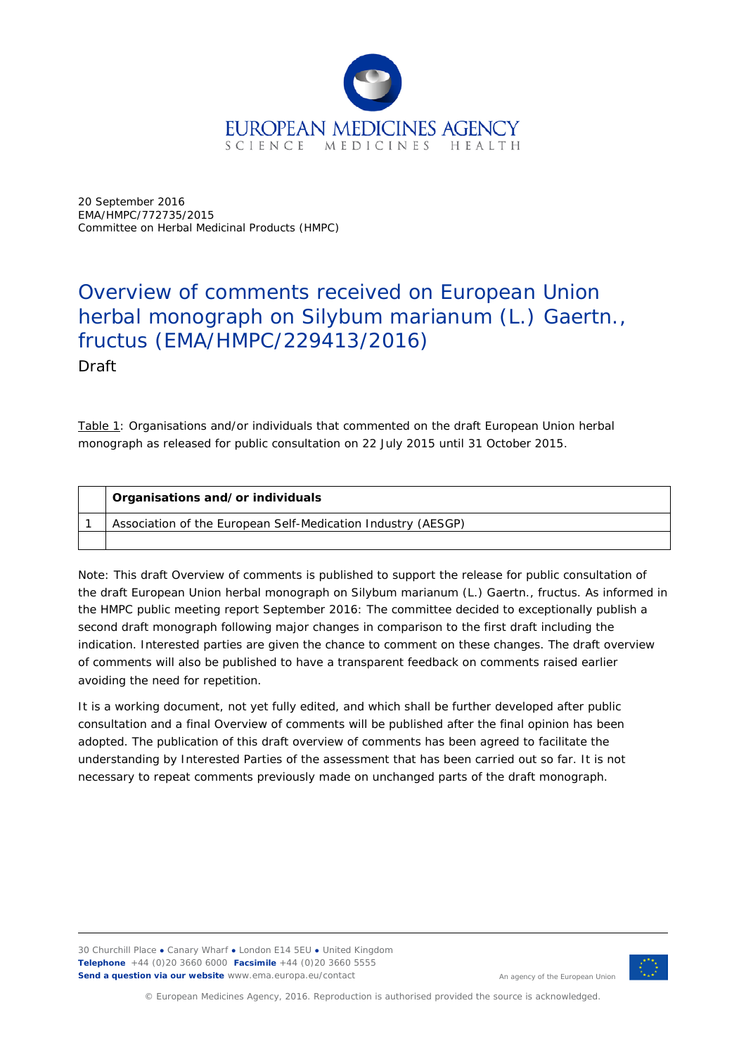20 September 2016
EMA/HMPC/772735/2015
Committee on Herbal Medicinal Products (HMPC)

# Overview of comments received on European Union herbal monograph on Silybum marianum (L.) Gaertn., fructus (EMA/HMPC/229413/2016)

Draft

Table 1: Organisations and/or individuals that commented on the draft European Union herbal monograph as released for public consultation on 22 July 2015 until 31 October 2015.

| | Organisations and/or individuals |
|---|---|
| 1 | Association of the European Self-Medication Industry (AESGP) |
| | |

Note: This draft Overview of comments is published to support the release for public consultation of the draft European Union herbal monograph on Silybum marianum (L.) Gaertn., fructus. As informed in the HMPC public meeting report September 2016: The committee decided to exceptionally publish a second draft monograph following major changes in comparison to the first draft including the indication. Interested parties are given the chance to comment on these changes. The draft overview of comments will also be published to have a transparent feedback on comments raised earlier avoiding the need for repetition.

It is a working document, not yet fully edited, and which shall be further developed after public consultation and a final Overview of comments will be published after the final opinion has been adopted. The publication of this draft overview of comments has been agreed to facilitate the understanding by Interested Parties of the assessment that has been carried out so far. It is not necessary to repeat comments previously made on unchanged parts of the draft monograph.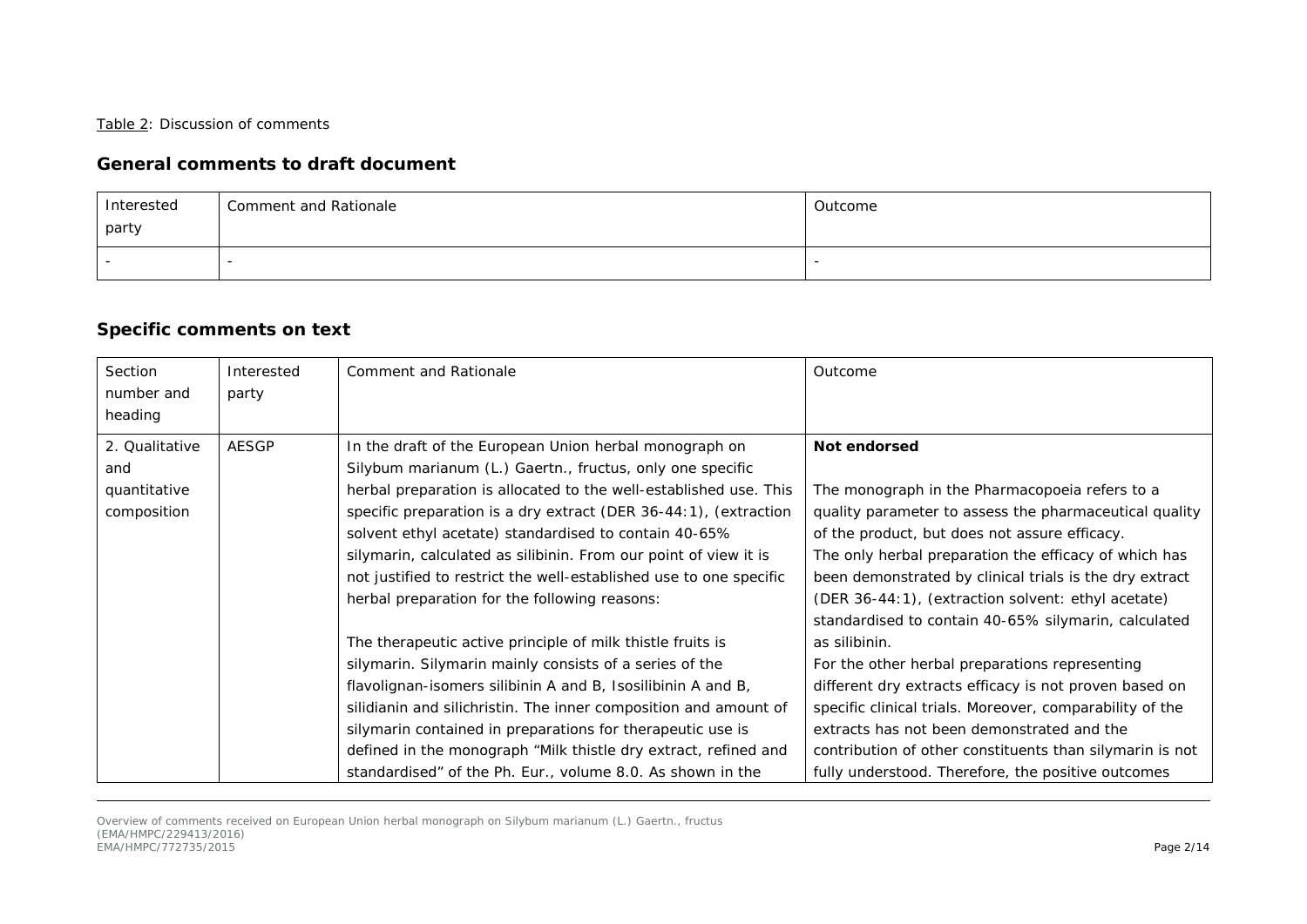Table 2: Discussion of comments

## General comments to draft document

| Interested party | Comment and Rationale | Outcome |
|---|---|---|
| - | - | - |

## Specific comments on text

| Section number and heading | Interested party | Comment and Rationale | Outcome |
|---|---|---|---|
| 2. Qualitative and quantitative composition | AESGP | In the draft of the European Union herbal monograph on Silybum marianum (L.) Gaertn., fructus, only one specific herbal preparation is allocated to the well-established use. This specific preparation is a dry extract (DER 36-44:1), (extraction solvent ethyl acetate) standardised to contain 40-65% silymarin, calculated as silibinin. From our point of view it is not justified to restrict the well-established use to one specific herbal preparation for the following reasons:<br><br>The therapeutic active principle of milk thistle fruits is silymarin. Silymarin mainly consists of a series of the flavolignan-isomers silibinin A and B, Isosilibinin A and B, silidianin and silichristin. The inner composition and amount of silymarin contained in preparations for therapeutic use is defined in the monograph "Milk thistle dry extract, refined and standardised" of the Ph. Eur., volume 8.0. As shown in the | **Not endorsed**<br><br>The monograph in the Pharmacopoeia refers to a quality parameter to assess the pharmaceutical quality of the product, but does not assure efficacy.<br>The only herbal preparation the efficacy of which has been demonstrated by clinical trials is the dry extract (DER 36-44:1), (extraction solvent: ethyl acetate) standardised to contain 40-65% silymarin, calculated as silibinin.<br>For the other herbal preparations representing different dry extracts efficacy is not proven based on specific clinical trials. Moreover, comparability of the extracts has not been demonstrated and the contribution of other constituents than silymarin is not fully understood. Therefore, the positive outcomes |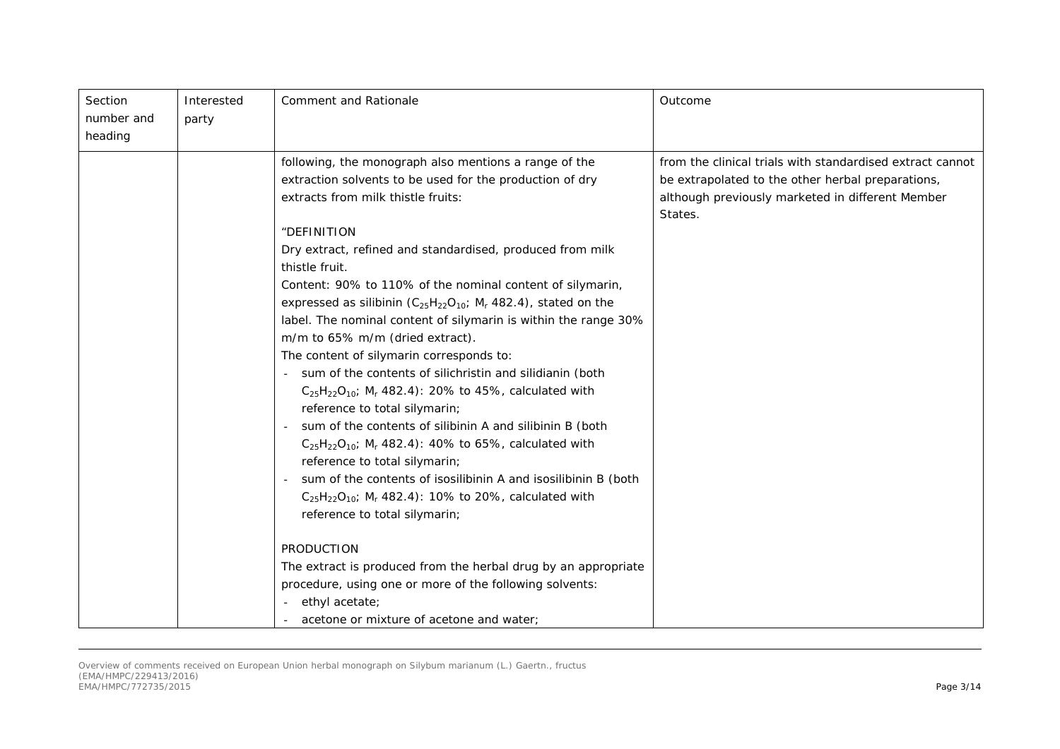| Section number and heading | Interested party | Comment and Rationale | Outcome |
|---|---|---|---|
| | | following, the monograph also mentions a range of the extraction solvents to be used for the production of dry extracts from milk thistle fruits:<br><br>"DEFINITION<br>Dry extract, refined and standardised, produced from milk thistle fruit.<br>Content: 90% to 110% of the nominal content of silymarin, expressed as silibinin ($C_{25}H_{22}O_{10}$; $M_r$ 482.4), stated on the label. The nominal content of silymarin is within the range 30% m/m to 65% m/m (dried extract).<br>The content of silymarin corresponds to:<br>- sum of the contents of silichristin and silidianin (both $C_{25}H_{22}O_{10}$; $M_r$ 482.4): 20% to 45%, calculated with reference to total silymarin;<br>- sum of the contents of silibinin A and silibinin B (both $C_{25}H_{22}O_{10}$; $M_r$ 482.4): 40% to 65%, calculated with reference to total silymarin;<br>- sum of the contents of isosilibinin A and isosilibinin B (both $C_{25}H_{22}O_{10}$; $M_r$ 482.4): 10% to 20%, calculated with reference to total silymarin;<br><br>PRODUCTION<br>The extract is produced from the herbal drug by an appropriate procedure, using one or more of the following solvents:<br>- ethyl acetate;<br>- acetone or mixture of acetone and water; | from the clinical trials with standardised extract cannot be extrapolated to the other herbal preparations, although previously marketed in different Member States. |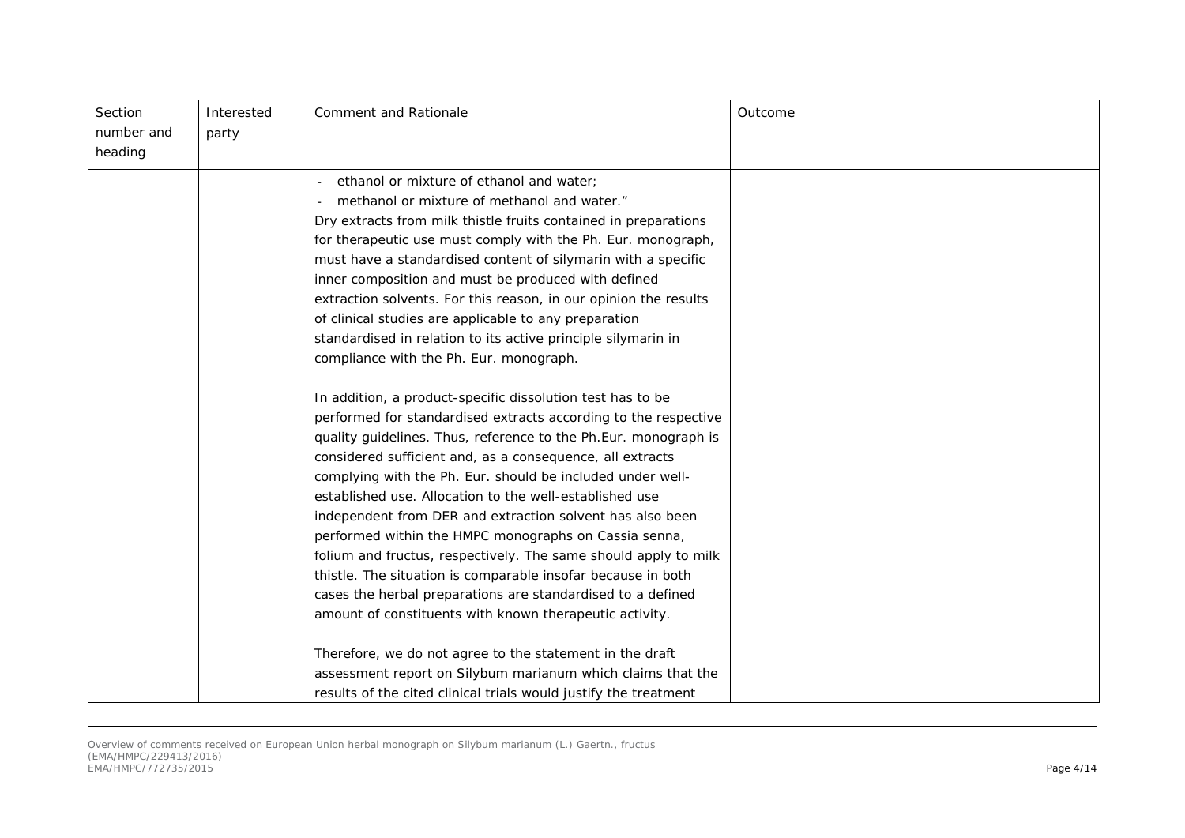| Section number and heading | Interested party | Comment and Rationale | Outcome |
| --- | --- | --- | --- |
| | | - ethanol or mixture of ethanol and water;<br>- methanol or mixture of methanol and water."<br>Dry extracts from milk thistle fruits contained in preparations for therapeutic use must comply with the Ph. Eur. monograph, must have a standardised content of silymarin with a specific inner composition and must be produced with defined extraction solvents. For this reason, in our opinion the results of clinical studies are applicable to any preparation standardised in relation to its active principle silymarin in compliance with the Ph. Eur. monograph.<br><br>In addition, a product-specific dissolution test has to be performed for standardised extracts according to the respective quality guidelines. Thus, reference to the Ph.Eur. monograph is considered sufficient and, as a consequence, all extracts complying with the Ph. Eur. should be included under well-established use. Allocation to the well-established use independent from DER and extraction solvent has also been performed within the HMPC monographs on Cassia senna, folium and fructus, respectively. The same should apply to milk thistle. The situation is comparable insofar because in both cases the herbal preparations are standardised to a defined amount of constituents with known therapeutic activity.<br><br>Therefore, we do not agree to the statement in the draft assessment report on Silybum marianum which claims that the results of the cited clinical trials would justify the treatment | |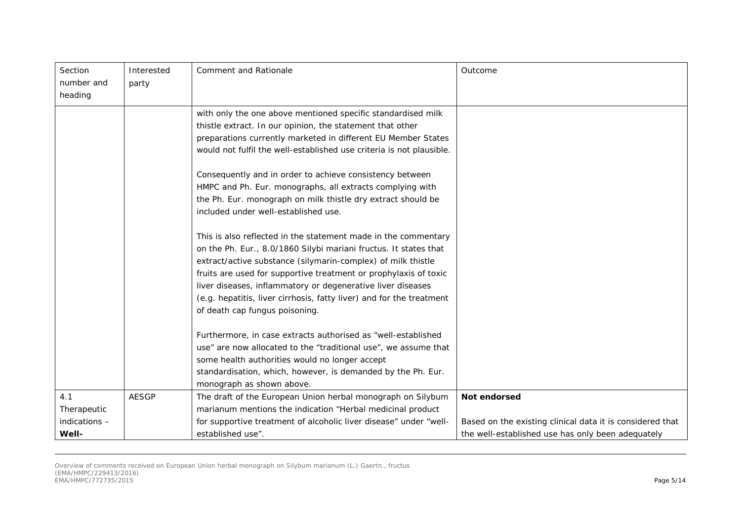| Section number and heading | Interested party | Comment and Rationale | Outcome |
|---|---|---|---|
| | | with only the one above mentioned specific standardised milk thistle extract. In our opinion, the statement that other preparations currently marketed in different EU Member States would not fulfil the well-established use criteria is not plausible.<br><br>Consequently and in order to achieve consistency between HMPC and Ph. Eur. monographs, all extracts complying with the Ph. Eur. monograph on milk thistle dry extract should be included under well-established use.<br><br>This is also reflected in the statement made in the commentary on the Ph. Eur., 8.0/1860 Silybi mariani fructus. It states that extract/active substance (silymarin-complex) of milk thistle fruits are used for supportive treatment or prophylaxis of toxic liver diseases, inflammatory or degenerative liver diseases (e.g. hepatitis, liver cirrhosis, fatty liver) and for the treatment of death cap fungus poisoning.<br><br>Furthermore, in case extracts authorised as "well-established use" are now allocated to the "traditional use", we assume that some health authorities would no longer accept standardisation, which, however, is demanded by the Ph. Eur. monograph as shown above. | |
| 4.1 Therapeutic indications – **Well-** | AESGP | The draft of the European Union herbal monograph on Silybum marianum mentions the indication "Herbal medicinal product for supportive treatment of alcoholic liver disease" under "well-established use". | **Not endorsed**<br><br>Based on the existing clinical data it is considered that the well-established use has only been adequately |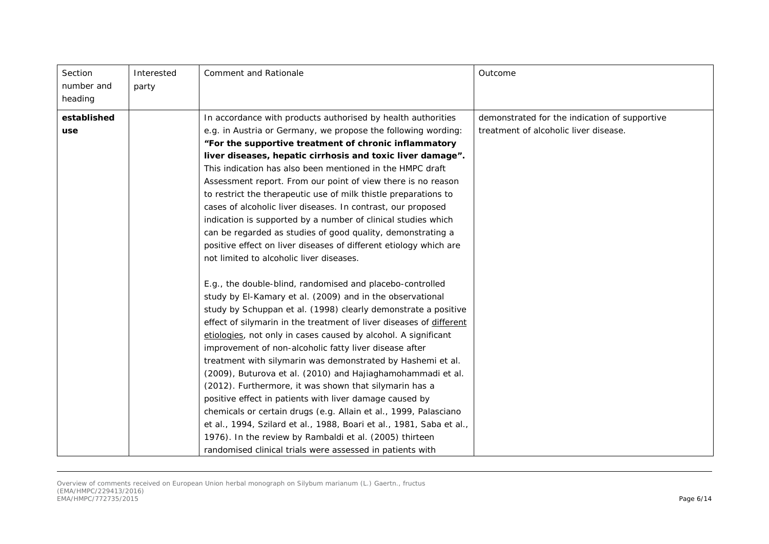| Section number and heading | Interested party | Comment and Rationale | Outcome |
|---|---|---|---|
| **established use** | | In accordance with products authorised by health authorities e.g. in Austria or Germany, we propose the following wording: **"For the supportive treatment of chronic inflammatory liver diseases, hepatic cirrhosis and toxic liver damage".** This indication has also been mentioned in the HMPC draft Assessment report. From our point of view there is no reason to restrict the therapeutic use of milk thistle preparations to cases of alcoholic liver diseases. In contrast, our proposed indication is supported by a number of clinical studies which can be regarded as studies of good quality, demonstrating a positive effect on liver diseases of different etiology which are not limited to alcoholic liver diseases.<br><br>E.g., the double-blind, randomised and placebo-controlled study by El-Kamary et al. (2009) and in the observational study by Schuppan et al. (1998) clearly demonstrate a positive effect of silymarin in the treatment of liver diseases of <u>different etiologies</u>, not only in cases caused by alcohol. A significant improvement of non-alcoholic fatty liver disease after treatment with silymarin was demonstrated by Hashemi et al. (2009), Buturova et al. (2010) and Hajiaghamohammadi et al. (2012). Furthermore, it was shown that silymarin has a positive effect in patients with liver damage caused by chemicals or certain drugs (e.g. Allain et al., 1999, Palasciano et al., 1994, Szilard et al., 1988, Boari et al., 1981, Saba et al., 1976). In the review by Rambaldi et al. (2005) thirteen randomised clinical trials were assessed in patients with | demonstrated for the indication of supportive treatment of alcoholic liver disease. |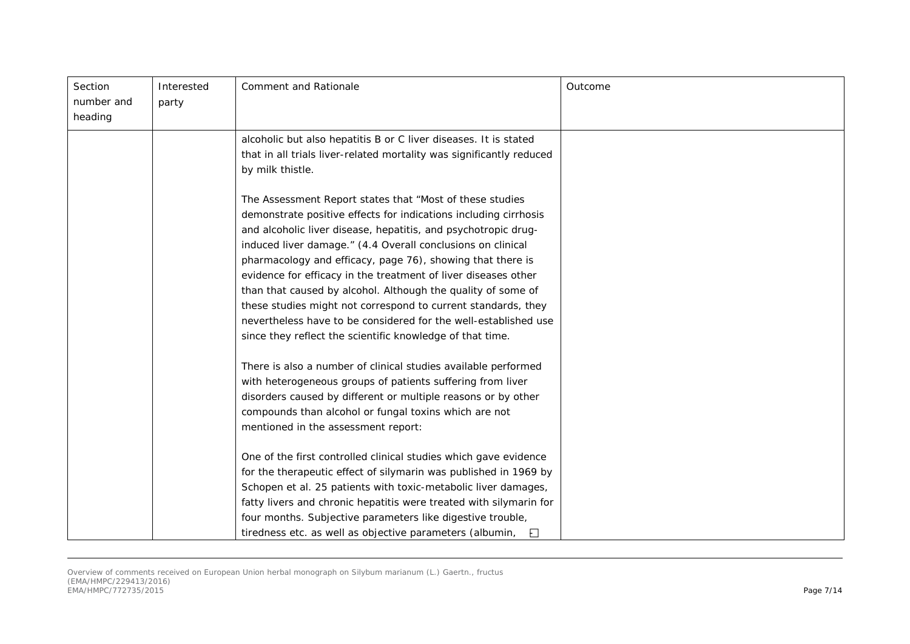| Section number and heading | Interested party | Comment and Rationale | Outcome |
|---|---|---|---|
| | | alcoholic but also hepatitis B or C liver diseases. It is stated that in all trials liver-related mortality was significantly reduced by milk thistle.<br><br>The Assessment Report states that "Most of these studies demonstrate positive effects for indications including cirrhosis and alcoholic liver disease, hepatitis, and psychotropic drug-induced liver damage." (4.4 Overall conclusions on clinical pharmacology and efficacy, page 76), showing that there is evidence for efficacy in the treatment of liver diseases other than that caused by alcohol. Although the quality of some of these studies might not correspond to current standards, they nevertheless have to be considered for the well-established use since they reflect the scientific knowledge of that time.<br><br>There is also a number of clinical studies available performed with heterogeneous groups of patients suffering from liver disorders caused by different or multiple reasons or by other compounds than alcohol or fungal toxins which are not mentioned in the assessment report:<br><br>One of the first controlled clinical studies which gave evidence for the therapeutic effect of silymarin was published in 1969 by Schopen et al. 25 patients with toxic-metabolic liver damages, fatty livers and chronic hepatitis were treated with silymarin for four months. Subjective parameters like digestive trouble, tiredness etc. as well as objective parameters (albumin, | |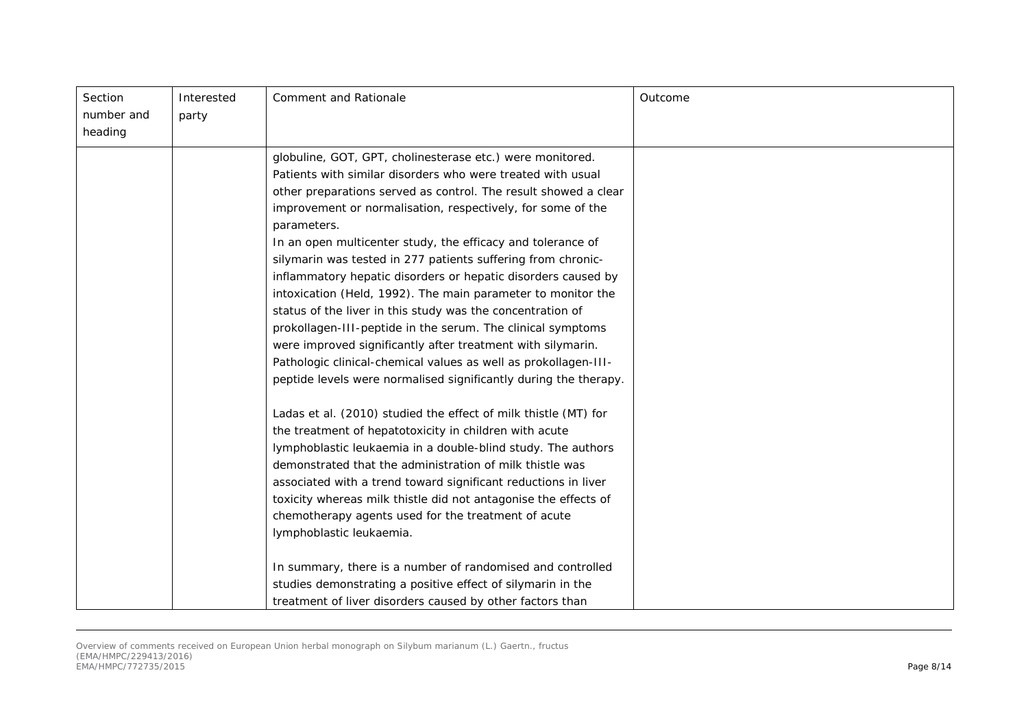| Section number and heading | Interested party | Comment and Rationale | Outcome |
|---|---|---|---|
| | | globuline, GOT, GPT, cholinesterase etc.) were monitored. Patients with similar disorders who were treated with usual other preparations served as control. The result showed a clear improvement or normalisation, respectively, for some of the parameters.<br>In an open multicenter study, the efficacy and tolerance of silymarin was tested in 277 patients suffering from chronic-inflammatory hepatic disorders or hepatic disorders caused by intoxication (Held, 1992). The main parameter to monitor the status of the liver in this study was the concentration of prokollagen-III-peptide in the serum. The clinical symptoms were improved significantly after treatment with silymarin. Pathologic clinical-chemical values as well as prokollagen-III-peptide levels were normalised significantly during the therapy.<br><br>Ladas et al. (2010) studied the effect of milk thistle (MT) for the treatment of hepatotoxicity in children with acute lymphoblastic leukaemia in a double-blind study. The authors demonstrated that the administration of milk thistle was associated with a trend toward significant reductions in liver toxicity whereas milk thistle did not antagonise the effects of chemotherapy agents used for the treatment of acute lymphoblastic leukaemia.<br><br>In summary, there is a number of randomised and controlled studies demonstrating a positive effect of silymarin in the treatment of liver disorders caused by other factors than | |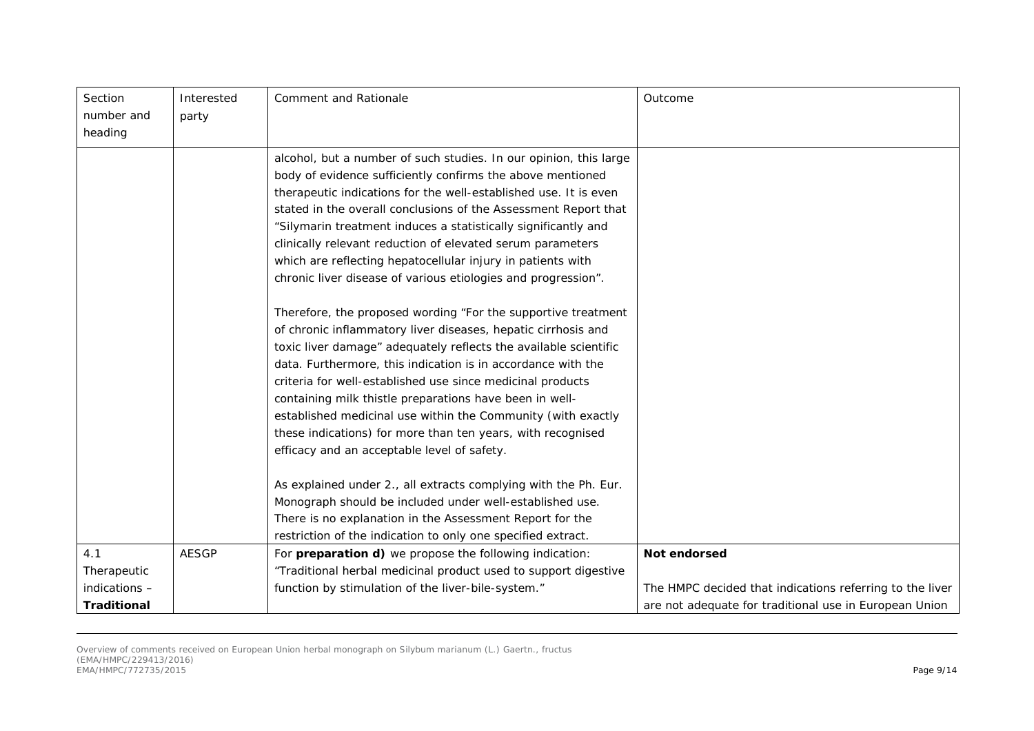| Section number and heading | Interested party | Comment and Rationale | Outcome |
|---|---|---|---|
| | | alcohol, but a number of such studies. In our opinion, this large body of evidence sufficiently confirms the above mentioned therapeutic indications for the well-established use. It is even stated in the overall conclusions of the Assessment Report that "Silymarin treatment induces a statistically significantly and clinically relevant reduction of elevated serum parameters which are reflecting hepatocellular injury in patients with chronic liver disease of various etiologies and progression".<br><br>Therefore, the proposed wording "For the supportive treatment of chronic inflammatory liver diseases, hepatic cirrhosis and toxic liver damage" adequately reflects the available scientific data. Furthermore, this indication is in accordance with the criteria for well-established use since medicinal products containing milk thistle preparations have been in well-established medicinal use within the Community (with exactly these indications) for more than ten years, with recognised efficacy and an acceptable level of safety.<br><br>As explained under 2., all extracts complying with the Ph. Eur. Monograph should be included under well-established use. There is no explanation in the Assessment Report for the restriction of the indication to only one specified extract. | |
| 4.1 Therapeutic indications – **Traditional** | AESGP | For **preparation d)** we propose the following indication: "Traditional herbal medicinal product used to support digestive function by stimulation of the liver-bile-system." | **Not endorsed**<br><br>The HMPC decided that indications referring to the liver are not adequate for traditional use in European Union |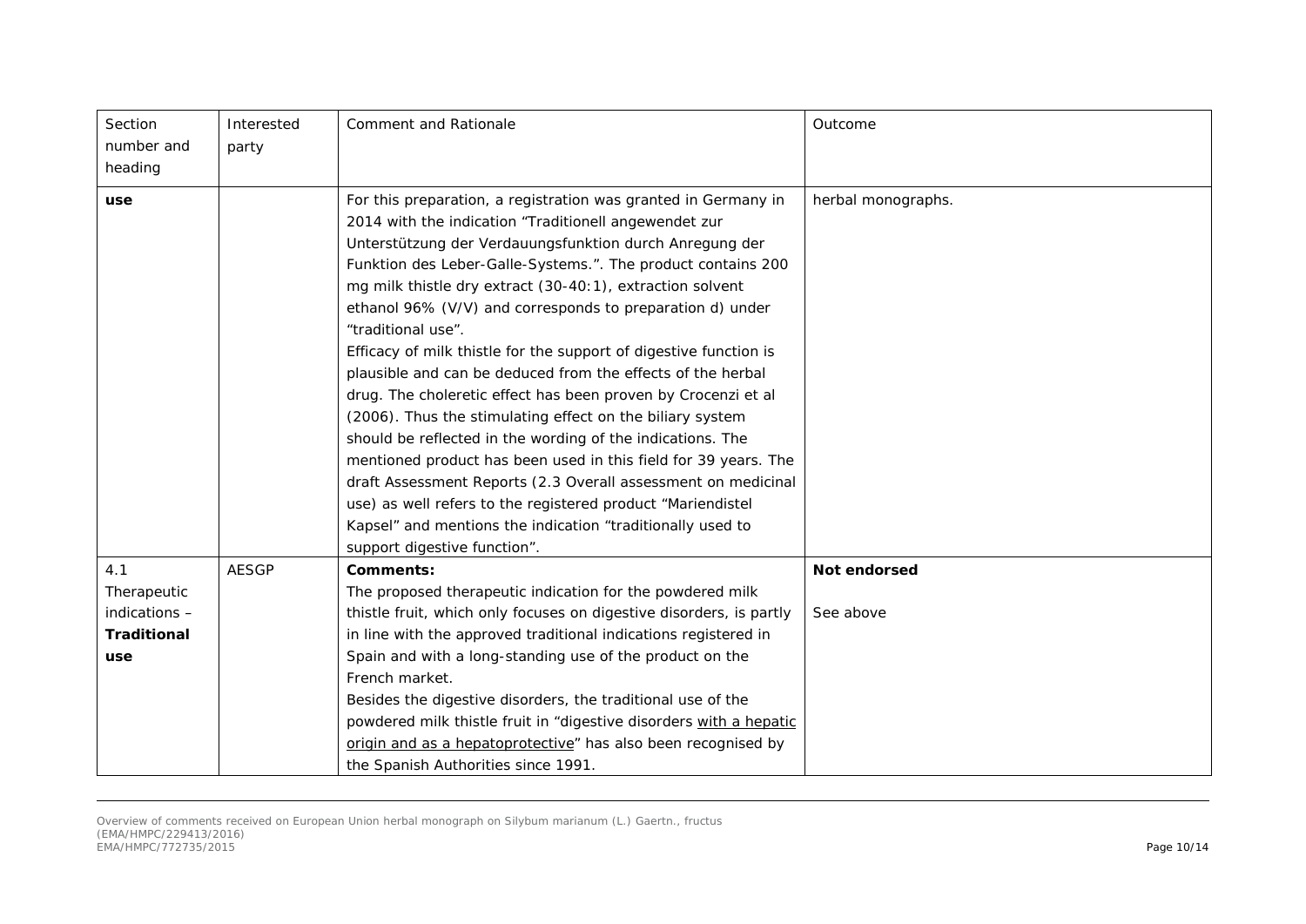| Section number and heading | Interested party | Comment and Rationale | Outcome |
|---|---|---|---|
| **use** | | For this preparation, a registration was granted in Germany in 2014 with the indication "Traditionell angewendet zur Unterstützung der Verdauungsfunktion durch Anregung der Funktion des Leber-Galle-Systems.". The product contains 200 mg milk thistle dry extract (30-40:1), extraction solvent ethanol 96% (V/V) and corresponds to preparation d) under "traditional use".<br>Efficacy of milk thistle for the support of digestive function is plausible and can be deduced from the effects of the herbal drug. The choleretic effect has been proven by Crocenzi et al (2006). Thus the stimulating effect on the biliary system should be reflected in the wording of the indications. The mentioned product has been used in this field for 39 years. The draft Assessment Reports (2.3 Overall assessment on medicinal use) as well refers to the registered product "Mariendistel Kapsel" and mentions the indication "traditionally used to support digestive function". | herbal monographs. |
| 4.1 Therapeutic indications – **Traditional use** | AESGP | **Comments:**<br>The proposed therapeutic indication for the powdered milk thistle fruit, which only focuses on digestive disorders, is partly in line with the approved traditional indications registered in Spain and with a long-standing use of the product on the French market.<br>Besides the digestive disorders, the traditional use of the powdered milk thistle fruit in "digestive disorders with a hepatic origin and as a hepatoprotective" has also been recognised by the Spanish Authorities since 1991. | **Not endorsed**<br><br>See above |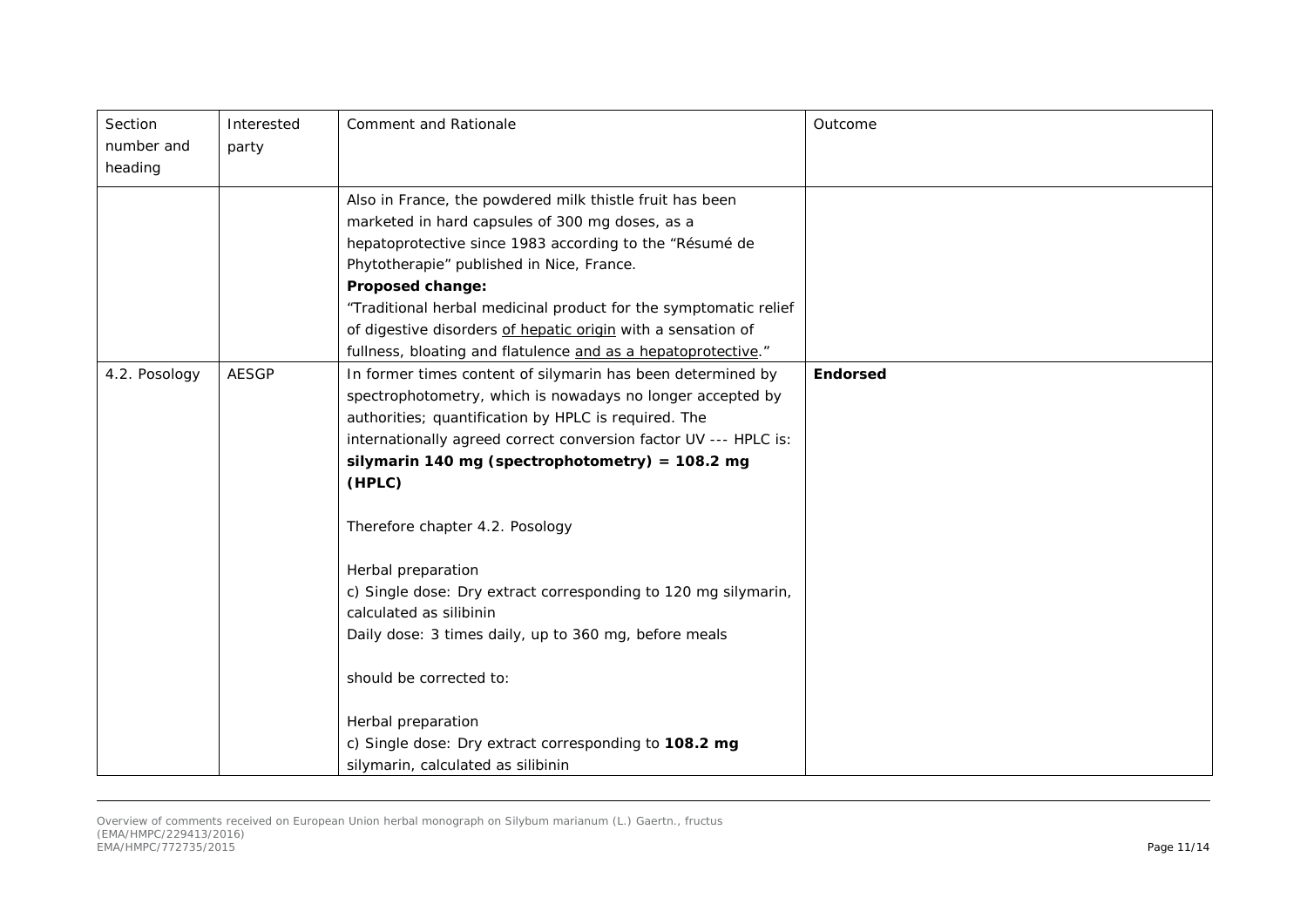| Section number and heading | Interested party | Comment and Rationale | Outcome |
|---|---|---|---|
| | | Also in France, the powdered milk thistle fruit has been marketed in hard capsules of 300 mg doses, as a hepatoprotective since 1983 according to the "Résumé de Phytotherapie" published in Nice, France.<br>**Proposed change:**<br>"Traditional herbal medicinal product for the symptomatic relief of digestive disorders <u>of hepatic origin</u> with a sensation of fullness, bloating and flatulence <u>and as a hepatoprotective</u>." | |
| 4.2. Posology | AESGP | In former times content of silymarin has been determined by spectrophotometry, which is nowadays no longer accepted by authorities; quantification by HPLC is required. The internationally agreed correct conversion factor UV --- HPLC is:<br>**silymarin 140 mg (spectrophotometry) = 108.2 mg (HPLC)**<br><br>Therefore chapter 4.2. Posology<br><br>Herbal preparation<br>c) Single dose: Dry extract corresponding to 120 mg silymarin, calculated as silibinin<br>Daily dose: 3 times daily, up to 360 mg, before meals<br><br>should be corrected to:<br><br>Herbal preparation<br>c) Single dose: Dry extract corresponding to **108.2 mg** silymarin, calculated as silibinin | **Endorsed** |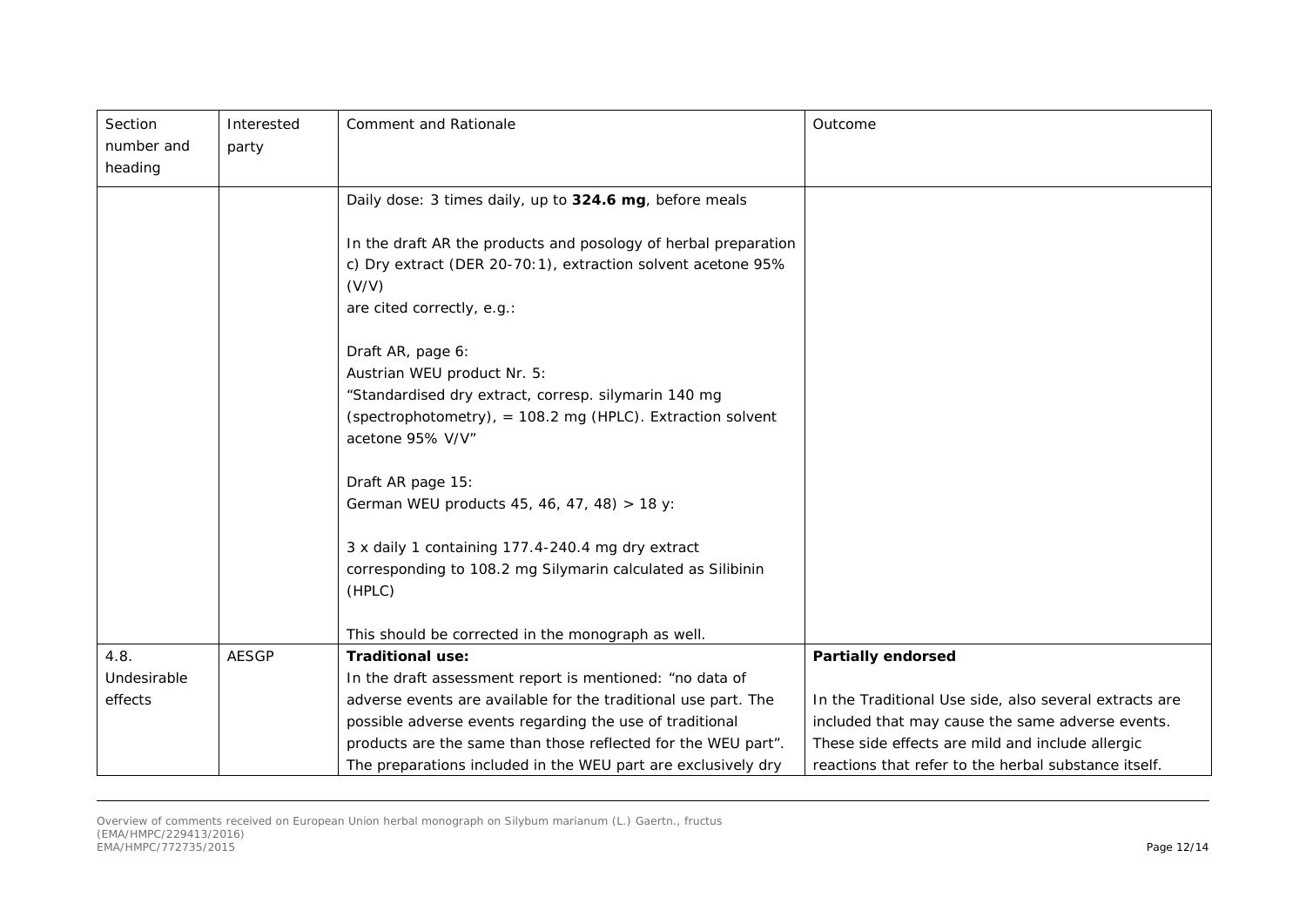| Section number and heading | Interested party | Comment and Rationale | Outcome |
|---|---|---|---|
| | | Daily dose: 3 times daily, up to **324.6 mg**, before meals<br><br>In the draft AR the products and posology of herbal preparation c) Dry extract (DER 20-70:1), extraction solvent acetone 95% (V/V)<br>are cited correctly, e.g.:<br><br>Draft AR, page 6:<br>Austrian WEU product Nr. 5:<br>"Standardised dry extract, corresp. silymarin 140 mg (spectrophotometry), = 108.2 mg (HPLC). Extraction solvent acetone 95% V/V"<br><br>Draft AR page 15:<br>German WEU products 45, 46, 47, 48) > 18 y:<br><br>3 x daily 1 containing 177.4-240.4 mg dry extract corresponding to 108.2 mg Silymarin calculated as Silibinin (HPLC)<br><br>This should be corrected in the monograph as well. | |
| 4.8. Undesirable effects | AESGP | **Traditional use:**<br>In the draft assessment report is mentioned: "no data of adverse events are available for the traditional use part. The possible adverse events regarding the use of traditional products are the same than those reflected for the WEU part". The preparations included in the WEU part are exclusively dry | **Partially endorsed**<br><br>In the Traditional Use side, also several extracts are included that may cause the same adverse events. These side effects are mild and include allergic reactions that refer to the herbal substance itself. |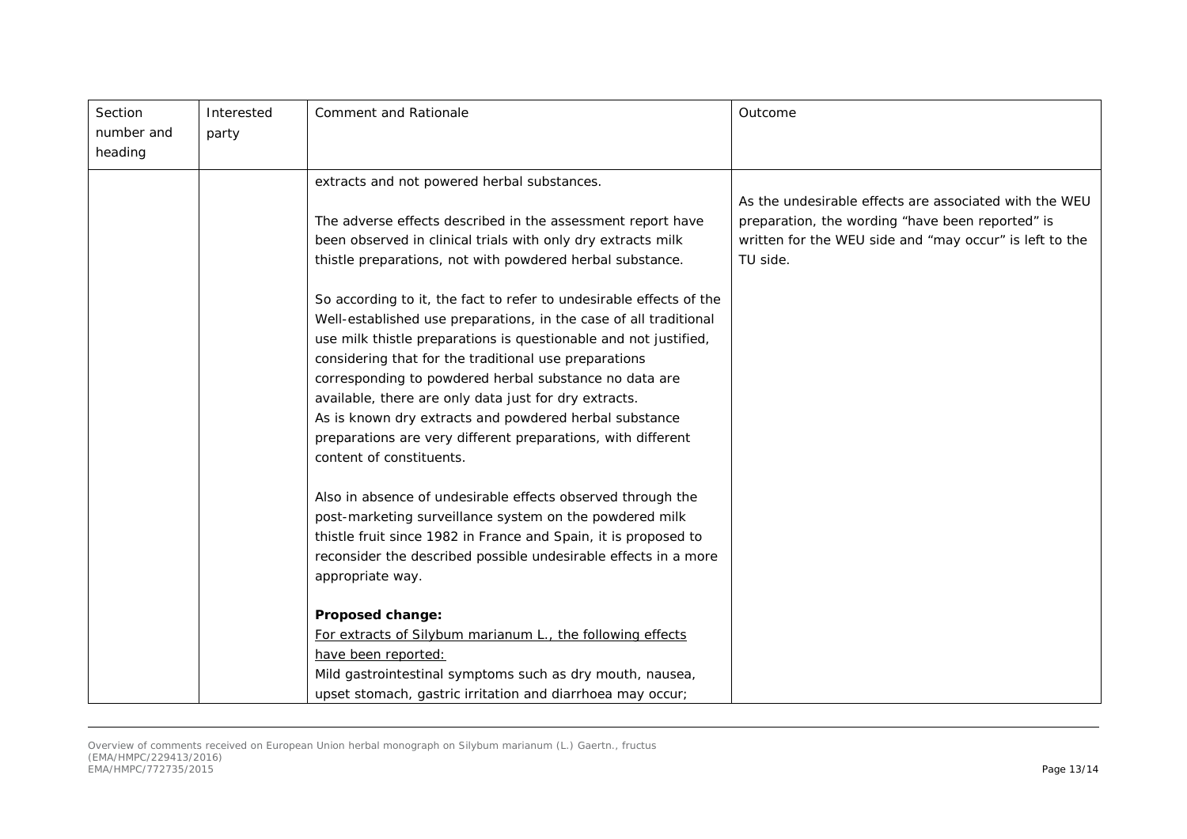| Section number and heading | Interested party | Comment and Rationale | Outcome |
|---|---|---|---|
| | | extracts and not powered herbal substances.<br><br>The adverse effects described in the assessment report have been observed in clinical trials with only dry extracts milk thistle preparations, not with powdered herbal substance.<br><br>So according to it, the fact to refer to undesirable effects of the Well-established use preparations, in the case of all traditional use milk thistle preparations is questionable and not justified, considering that for the traditional use preparations corresponding to powdered herbal substance no data are available, there are only data just for dry extracts.<br>As is known dry extracts and powdered herbal substance preparations are very different preparations, with different content of constituents.<br><br>Also in absence of undesirable effects observed through the post-marketing surveillance system on the powdered milk thistle fruit since 1982 in France and Spain, it is proposed to reconsider the described possible undesirable effects in a more appropriate way.<br><br>**Proposed change:**<br><u>For extracts of Silybum marianum L., the following effects have been reported:</u><br>Mild gastrointestinal symptoms such as dry mouth, nausea, upset stomach, gastric irritation and diarrhoea may occur; | As the undesirable effects are associated with the WEU preparation, the wording "have been reported" is written for the WEU side and "may occur" is left to the TU side. |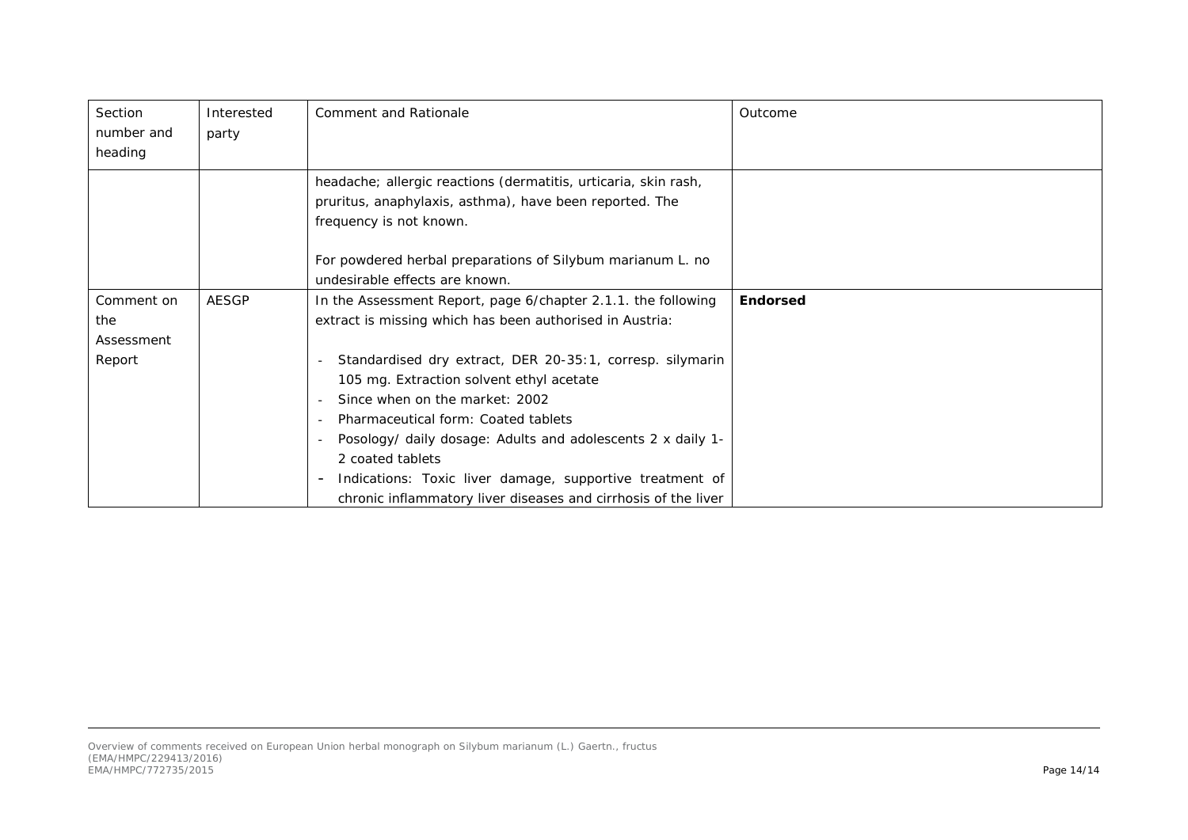| Section number and heading | Interested party | Comment and Rationale | Outcome |
|---|---|---|---|
| | | headache; allergic reactions (dermatitis, urticaria, skin rash, pruritus, anaphylaxis, asthma), have been reported. The frequency is not known.<br><br>For powdered herbal preparations of Silybum marianum L. no undesirable effects are known. | |
| Comment on the Assessment Report | AESGP | In the Assessment Report, page 6/chapter 2.1.1. the following extract is missing which has been authorised in Austria:<br><br>- Standardised dry extract, DER 20-35:1, corresp. silymarin 105 mg. Extraction solvent ethyl acetate<br>- Since when on the market: 2002<br>- Pharmaceutical form: Coated tablets<br>- Posology/ daily dosage: Adults and adolescents 2 x daily 1-2 coated tablets<br>- Indications: Toxic liver damage, supportive treatment of chronic inflammatory liver diseases and cirrhosis of the liver | **Endorsed** |